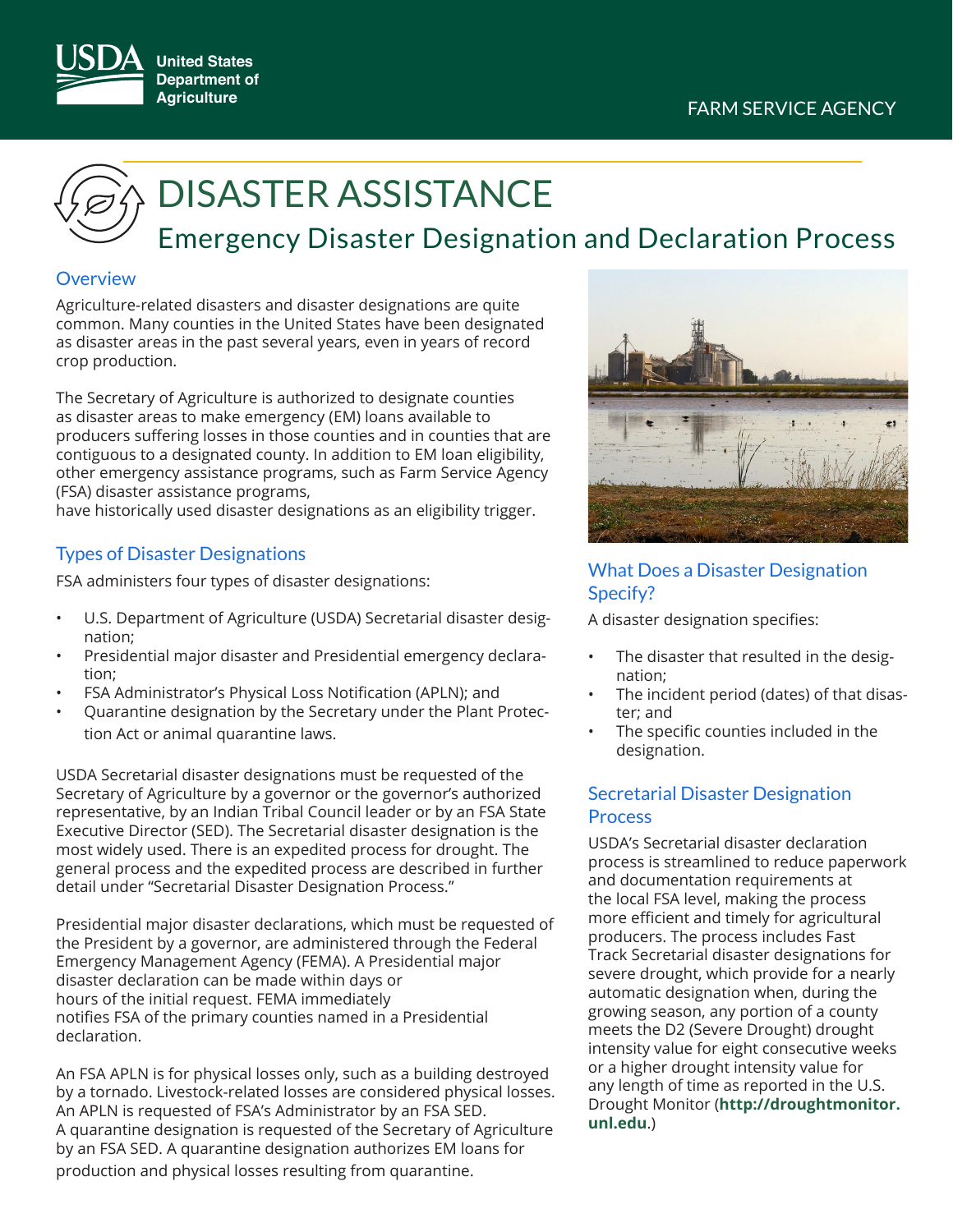United States Department of Agriculture

FARM SERVICE AGENCY

# DISASTER ASSISTANCE

## Emergency Disaster Designation and Declaration Process

### Overview

Agriculture-related disasters and disaster designations are quite common. Many counties in the United States have been designated as disaster areas in the past several years, even in years of record crop production.

The Secretary of Agriculture is authorized to designate counties as disaster areas to make emergency (EM) loans available to producers suffering losses in those counties and in counties that are contiguous to a designated county. In addition to EM loan eligibility, other emergency assistance programs, such as Farm Service Agency (FSA) disaster assistance programs, have historically used disaster designations as an eligibility trigger.

### Types of Disaster Designations

FSA administers four types of disaster designations:

- U.S. Department of Agriculture (USDA) Secretarial disaster designation;
- Presidential major disaster and Presidential emergency declaration;
- FSA Administrator's Physical Loss Notification (APLN); and
- Quarantine designation by the Secretary under the Plant Protection Act or animal quarantine laws.

USDA Secretarial disaster designations must be requested of the Secretary of Agriculture by a governor or the governor's authorized representative, by an Indian Tribal Council leader or by an FSA State Executive Director (SED). The Secretarial disaster designation is the most widely used. There is an expedited process for drought. The general process and the expedited process are described in further detail under "Secretarial Disaster Designation Process."

Presidential major disaster declarations, which must be requested of the President by a governor, are administered through the Federal Emergency Management Agency (FEMA). A Presidential major disaster declaration can be made within days or hours of the initial request. FEMA immediately notifies FSA of the primary counties named in a Presidential declaration.

An FSA APLN is for physical losses only, such as a building destroyed by a tornado. Livestock-related losses are considered physical losses. An APLN is requested of FSA's Administrator by an FSA SED. A quarantine designation is requested of the Secretary of Agriculture by an FSA SED. A quarantine designation authorizes EM loans for production and physical losses resulting from quarantine.

### What Does a Disaster Designation Specify?

A disaster designation specifies:

- The disaster that resulted in the designation;
- The incident period (dates) of that disaster; and
- The specific counties included in the designation.

### Secretarial Disaster Designation Process

USDA's Secretarial disaster declaration process is streamlined to reduce paperwork and documentation requirements at the local FSA level, making the process more efficient and timely for agricultural producers. The process includes Fast Track Secretarial disaster designations for severe drought, which provide for a nearly automatic designation when, during the growing season, any portion of a county meets the D2 (Severe Drought) drought intensity value for eight consecutive weeks or a higher drought intensity value for any length of time as reported in the U.S. Drought Monitor (**http://droughtmonitor.unl.edu**.)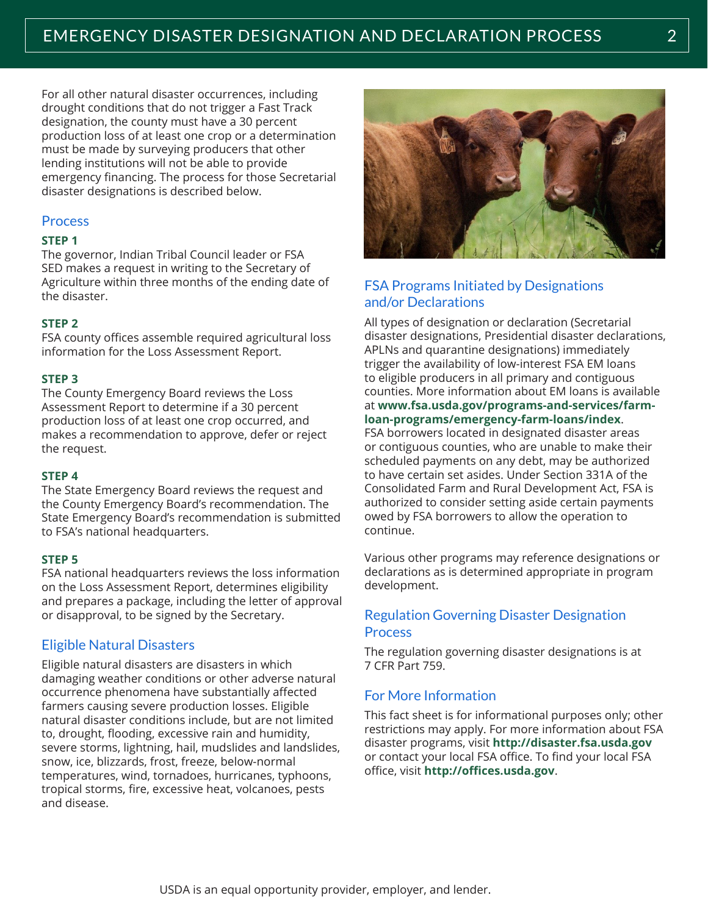For all other natural disaster occurrences, including drought conditions that do not trigger a Fast Track designation, the county must have a 30 percent production loss of at least one crop or a determination must be made by surveying producers that other lending institutions will not be able to provide emergency financing. The process for those Secretarial disaster designations is described below.

## Process

**STEP 1**

The governor, Indian Tribal Council leader or FSA SED makes a request in writing to the Secretary of Agriculture within three months of the ending date of the disaster.

**STEP 2**

FSA county offices assemble required agricultural loss information for the Loss Assessment Report.

**STEP 3**

The County Emergency Board reviews the Loss Assessment Report to determine if a 30 percent production loss of at least one crop occurred, and makes a recommendation to approve, defer or reject the request.

**STEP 4**

The State Emergency Board reviews the request and the County Emergency Board's recommendation. The State Emergency Board's recommendation is submitted to FSA's national headquarters.

**STEP 5**

FSA national headquarters reviews the loss information on the Loss Assessment Report, determines eligibility and prepares a package, including the letter of approval or disapproval, to be signed by the Secretary.

## Eligible Natural Disasters

Eligible natural disasters are disasters in which damaging weather conditions or other adverse natural occurrence phenomena have substantially affected farmers causing severe production losses. Eligible natural disaster conditions include, but are not limited to, drought, flooding, excessive rain and humidity, severe storms, lightning, hail, mudslides and landslides, snow, ice, blizzards, frost, freeze, below-normal temperatures, wind, tornadoes, hurricanes, typhoons, tropical storms, fire, excessive heat, volcanoes, pests and disease.

## FSA Programs Initiated by Designations and/or Declarations

All types of designation or declaration (Secretarial disaster designations, Presidential disaster declarations, APLNs and quarantine designations) immediately trigger the availability of low-interest FSA EM loans to eligible producers in all primary and contiguous counties. More information about EM loans is available at **www.fsa.usda.gov/programs-and-services/farm-loan-programs/emergency-farm-loans/index**. FSA borrowers located in designated disaster areas or contiguous counties, who are unable to make their scheduled payments on any debt, may be authorized to have certain set asides. Under Section 331A of the Consolidated Farm and Rural Development Act, FSA is authorized to consider setting aside certain payments owed by FSA borrowers to allow the operation to continue.

Various other programs may reference designations or declarations as is determined appropriate in program development.

## Regulation Governing Disaster Designation Process

The regulation governing disaster designations is at 7 CFR Part 759.

## For More Information

This fact sheet is for informational purposes only; other restrictions may apply. For more information about FSA disaster programs, visit **http://disaster.fsa.usda.gov** or contact your local FSA office. To find your local FSA office, visit **http://offices.usda.gov**.

USDA is an equal opportunity provider, employer, and lender.